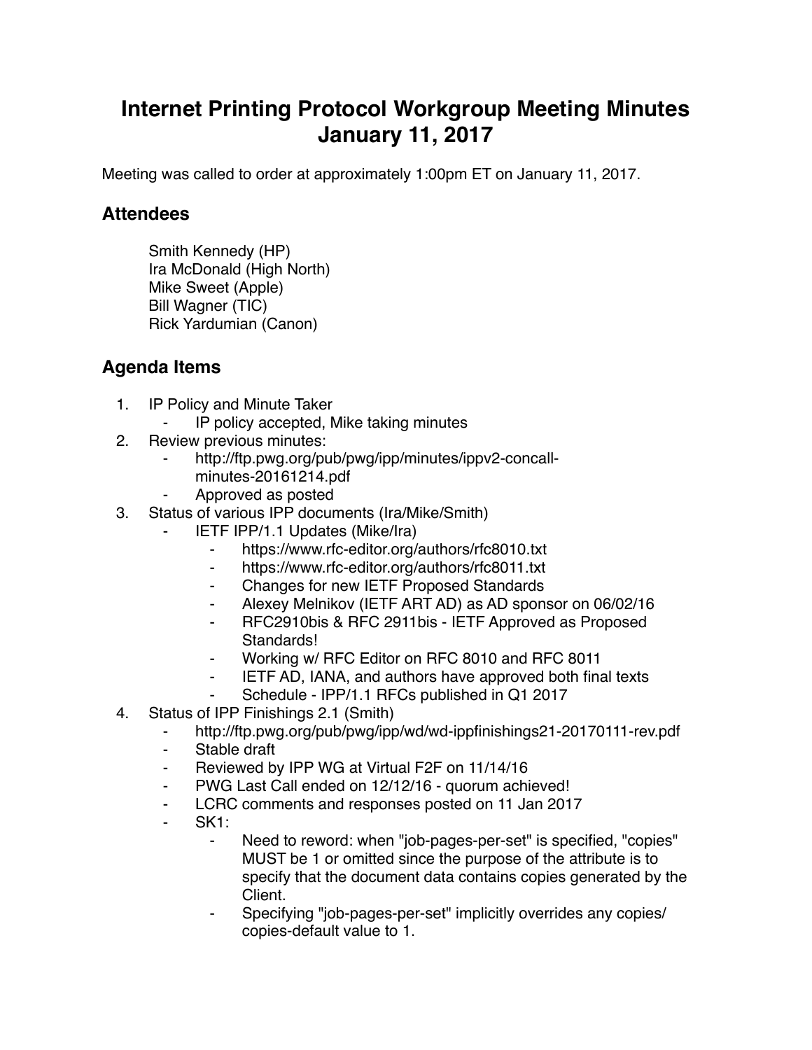# Internet Printing Protocol Workgroup Meeting Minutes January 11, 2017

Meeting was called to order at approximately 1:00pm ET on January 11, 2017.

## Attendees

Smith Kennedy (HP)
Ira McDonald (High North)
Mike Sweet (Apple)
Bill Wagner (TIC)
Rick Yardumian (Canon)

## Agenda Items

1. IP Policy and Minute Taker
    - IP policy accepted, Mike taking minutes
2. Review previous minutes:
    - http://ftp.pwg.org/pub/pwg/ipp/minutes/ippv2-concall-minutes-20161214.pdf
    - Approved as posted
3. Status of various IPP documents (Ira/Mike/Smith)
    - IETF IPP/1.1 Updates (Mike/Ira)
        - https://www.rfc-editor.org/authors/rfc8010.txt
        - https://www.rfc-editor.org/authors/rfc8011.txt
        - Changes for new IETF Proposed Standards
        - Alexey Melnikov (IETF ART AD) as AD sponsor on 06/02/16
        - RFC2910bis & RFC 2911bis - IETF Approved as Proposed Standards!
        - Working w/ RFC Editor on RFC 8010 and RFC 8011
        - IETF AD, IANA, and authors have approved both final texts
        - Schedule - IPP/1.1 RFCs published in Q1 2017
4. Status of IPP Finishings 2.1 (Smith)
    - http://ftp.pwg.org/pub/pwg/ipp/wd/wd-ippfinishings21-20170111-rev.pdf
    - Stable draft
    - Reviewed by IPP WG at Virtual F2F on 11/14/16
    - PWG Last Call ended on 12/12/16 - quorum achieved!
    - LCRC comments and responses posted on 11 Jan 2017
    - SK1:
        - Need to reword: when "job-pages-per-set" is specified, "copies" MUST be 1 or omitted since the purpose of the attribute is to specify that the document data contains copies generated by the Client.
        - Specifying "job-pages-per-set" implicitly overrides any copies/ copies-default value to 1.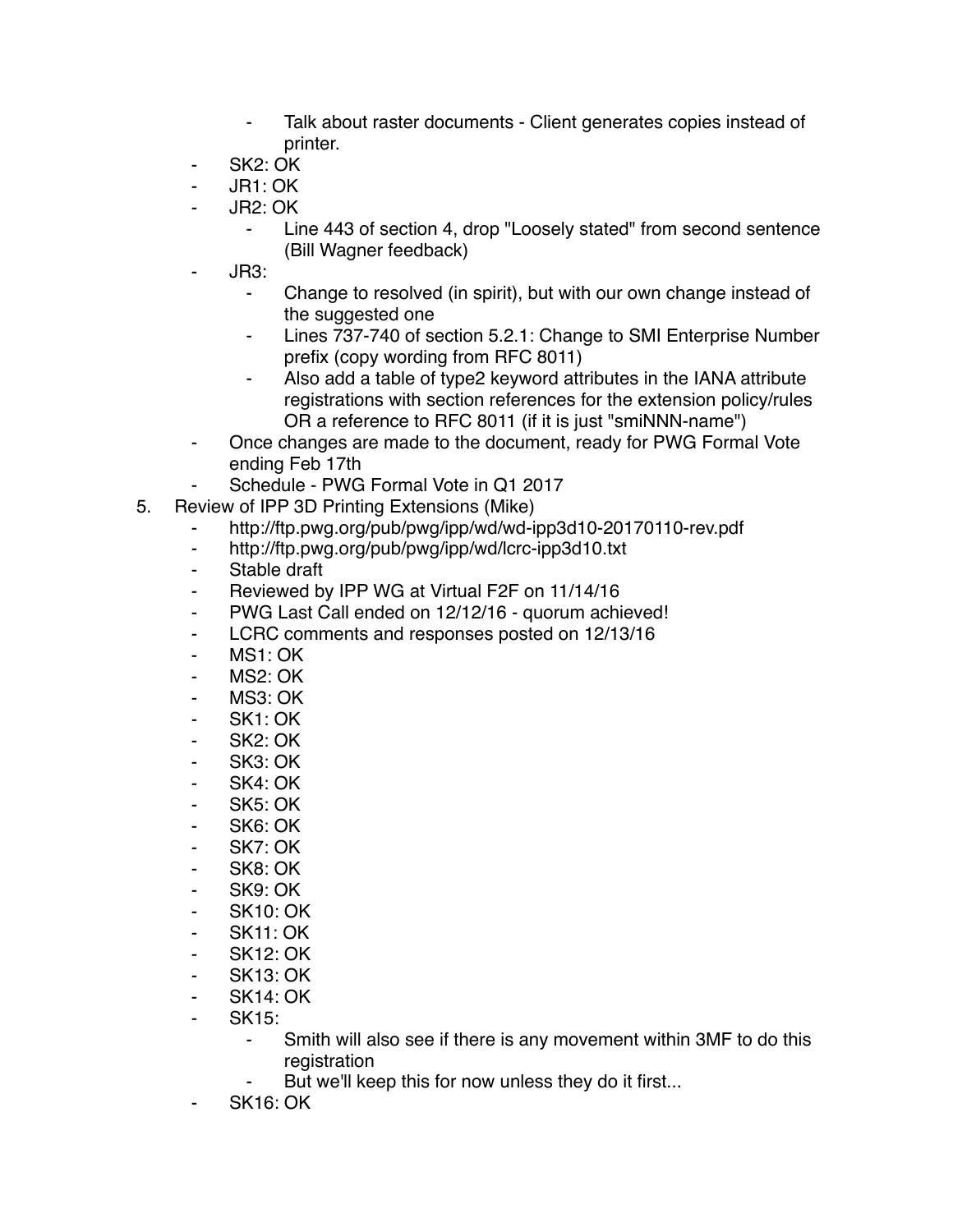- Talk about raster documents - Client generates copies instead of printer.
    - SK2: OK
    - JR1: OK
    - JR2: OK
        - Line 443 of section 4, drop "Loosely stated" from second sentence (Bill Wagner feedback)
    - JR3:
        - Change to resolved (in spirit), but with our own change instead of the suggested one
        - Lines 737-740 of section 5.2.1: Change to SMI Enterprise Number prefix (copy wording from RFC 8011)
        - Also add a table of type2 keyword attributes in the IANA attribute registrations with section references for the extension policy/rules OR a reference to RFC 8011 (if it is just "smiNNN-name")
    - Once changes are made to the document, ready for PWG Formal Vote ending Feb 17th
    - Schedule - PWG Formal Vote in Q1 2017
5. Review of IPP 3D Printing Extensions (Mike)
    - http://ftp.pwg.org/pub/pwg/ipp/wd/wd-ipp3d10-20170110-rev.pdf
    - http://ftp.pwg.org/pub/pwg/ipp/wd/lcrc-ipp3d10.txt
    - Stable draft
    - Reviewed by IPP WG at Virtual F2F on 11/14/16
    - PWG Last Call ended on 12/12/16 - quorum achieved!
    - LCRC comments and responses posted on 12/13/16
    - MS1: OK
    - MS2: OK
    - MS3: OK
    - SK1: OK
    - SK2: OK
    - SK3: OK
    - SK4: OK
    - SK5: OK
    - SK6: OK
    - SK7: OK
    - SK8: OK
    - SK9: OK
    - SK10: OK
    - SK11: OK
    - SK12: OK
    - SK13: OK
    - SK14: OK
    - SK15:
        - Smith will also see if there is any movement within 3MF to do this registration
        - But we'll keep this for now unless they do it first...
    - SK16: OK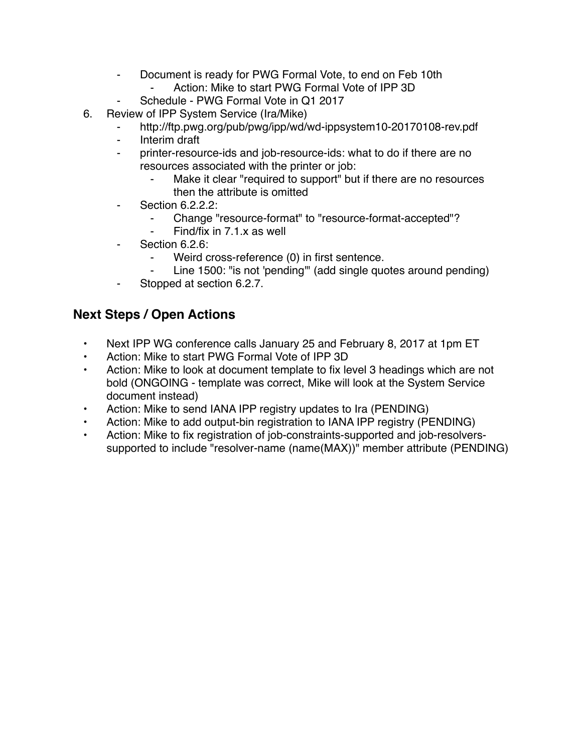- Document is ready for PWG Formal Vote, to end on Feb 10th
    - Action: Mike to start PWG Formal Vote of IPP 3D
- Schedule - PWG Formal Vote in Q1 2017

6. Review of IPP System Service (Ira/Mike)
    - http://ftp.pwg.org/pub/pwg/ipp/wd/wd-ippsystem10-20170108-rev.pdf
    - Interim draft
    - printer-resource-ids and job-resource-ids: what to do if there are no resources associated with the printer or job:
        - Make it clear "required to support" but if there are no resources then the attribute is omitted
    - Section 6.2.2.2:
        - Change "resource-format" to "resource-format-accepted"?
        - Find/fix in 7.1.x as well
    - Section 6.2.6:
        - Weird cross-reference (0) in first sentence.
        - Line 1500: "is not 'pending'" (add single quotes around pending)
    - Stopped at section 6.2.7.

## Next Steps / Open Actions

- Next IPP WG conference calls January 25 and February 8, 2017 at 1pm ET
- Action: Mike to start PWG Formal Vote of IPP 3D
- Action: Mike to look at document template to fix level 3 headings which are not bold (ONGOING - template was correct, Mike will look at the System Service document instead)
- Action: Mike to send IANA IPP registry updates to Ira (PENDING)
- Action: Mike to add output-bin registration to IANA IPP registry (PENDING)
- Action: Mike to fix registration of job-constraints-supported and job-resolvers-supported to include "resolver-name (name(MAX))" member attribute (PENDING)